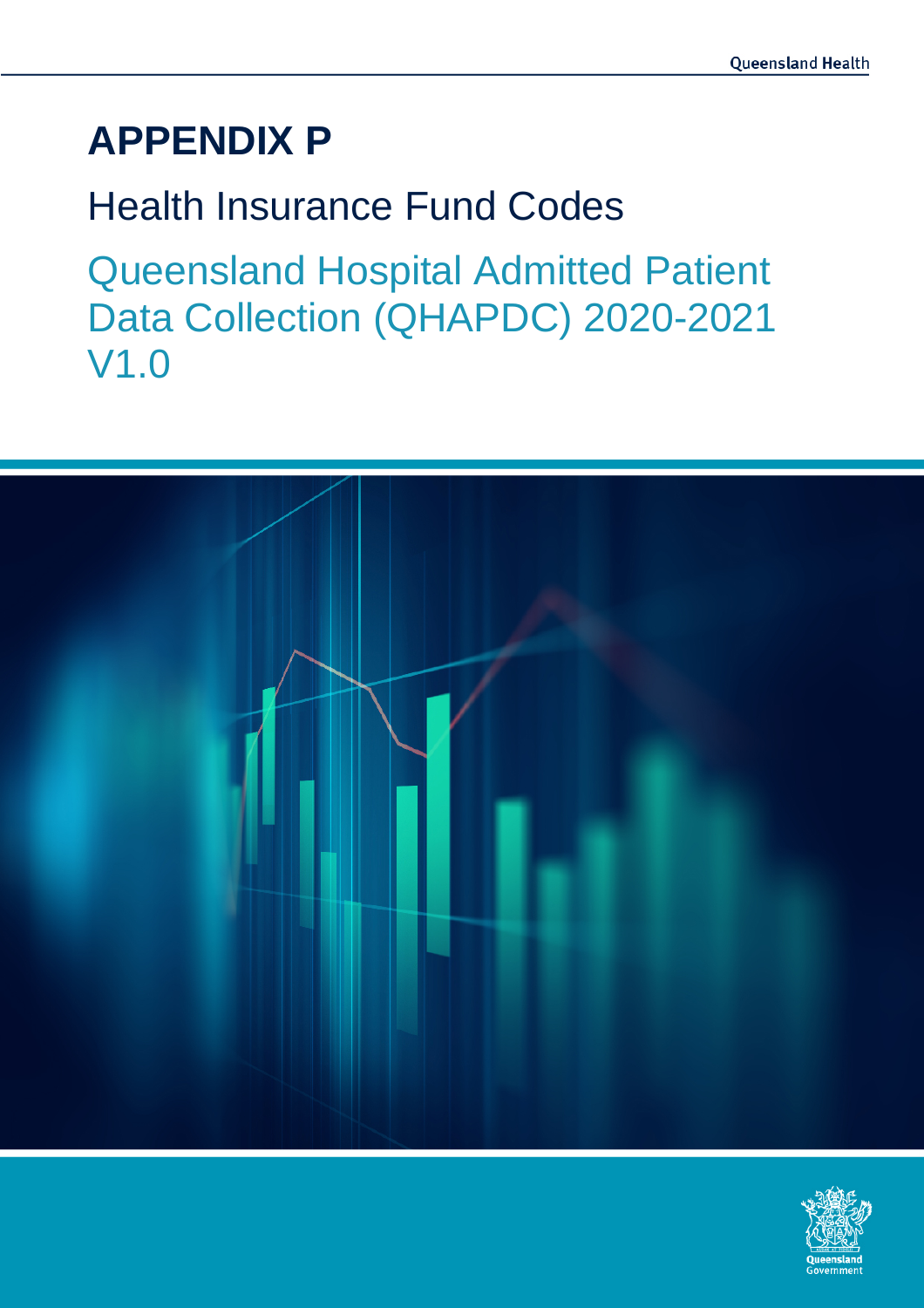# APPENDIX P

## Health Insurance Fund Codes

## Queensland Hospital Admitted Patient Data Collection (QHAPDC) 2020-2021 V1.0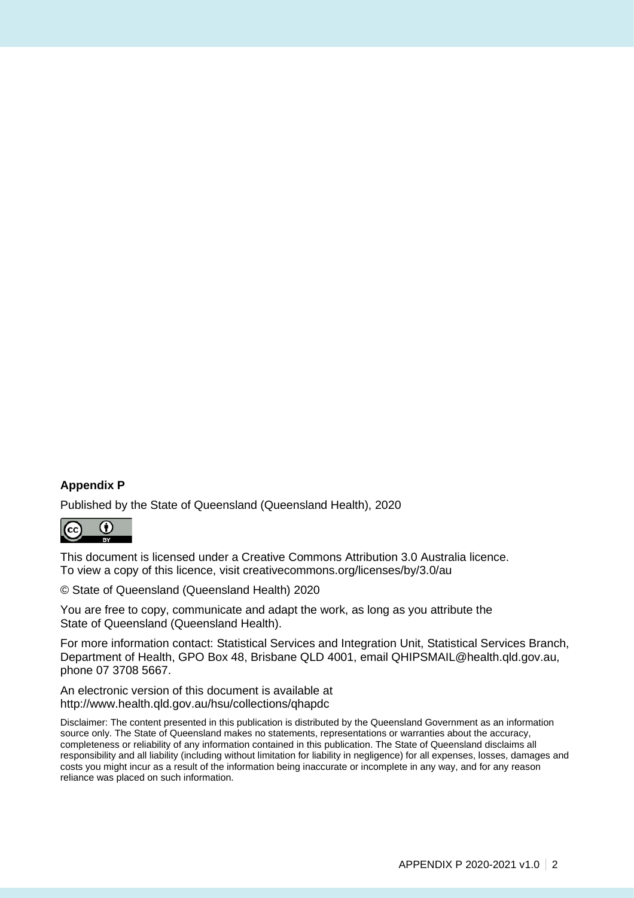**Appendix P**

Published by the State of Queensland (Queensland Health), 2020

This document is licensed under a Creative Commons Attribution 3.0 Australia licence.
To view a copy of this licence, visit creativecommons.org/licenses/by/3.0/au

© State of Queensland (Queensland Health) 2020

You are free to copy, communicate and adapt the work, as long as you attribute the State of Queensland (Queensland Health).

For more information contact: Statistical Services and Integration Unit, Statistical Services Branch, Department of Health, GPO Box 48, Brisbane QLD 4001, email QHIPSMAIL@health.qld.gov.au, phone 07 3708 5667.

An electronic version of this document is available at
http://www.health.qld.gov.au/hsu/collections/qhapdc

Disclaimer: The content presented in this publication is distributed by the Queensland Government as an information source only. The State of Queensland makes no statements, representations or warranties about the accuracy, completeness or reliability of any information contained in this publication. The State of Queensland disclaims all responsibility and all liability (including without limitation for liability in negligence) for all expenses, losses, damages and costs you might incur as a result of the information being inaccurate or incomplete in any way, and for any reason reliance was placed on such information.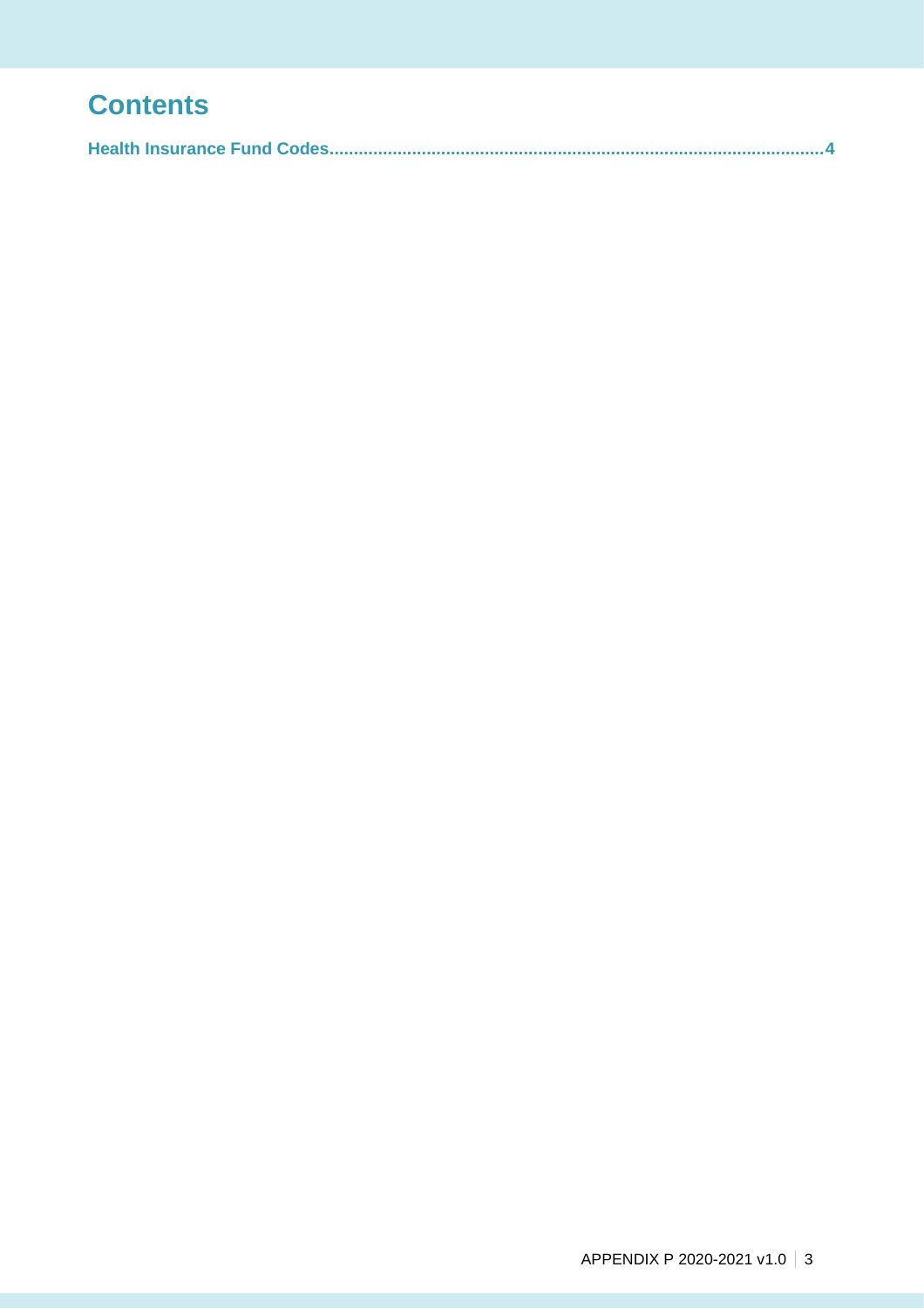# Contents

**Health Insurance Fund Codes....................................................................................................4**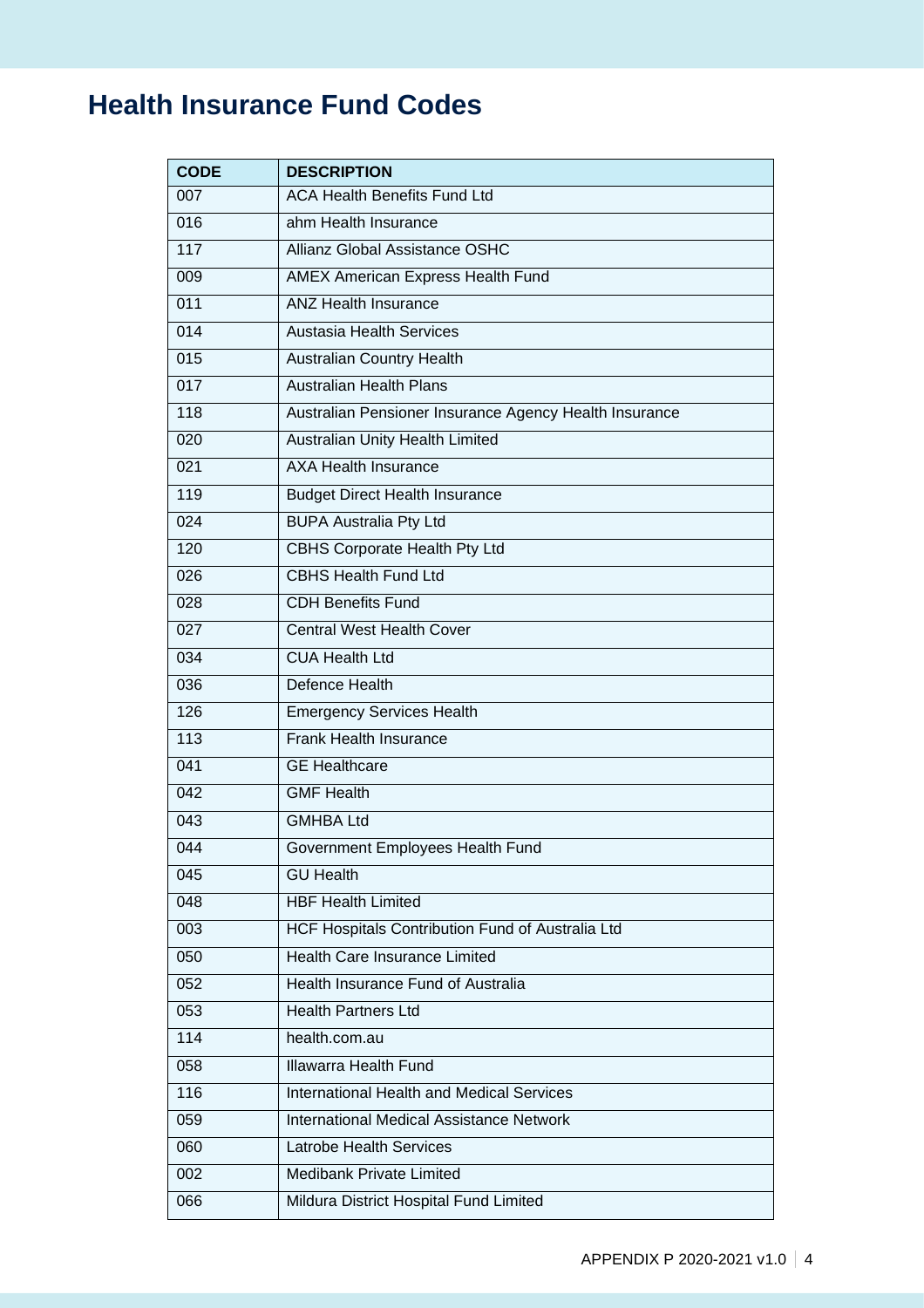# Health Insurance Fund Codes

| CODE | DESCRIPTION |
|---|---|
| 007 | ACA Health Benefits Fund Ltd |
| 016 | ahm Health Insurance |
| 117 | Allianz Global Assistance OSHC |
| 009 | AMEX American Express Health Fund |
| 011 | ANZ Health Insurance |
| 014 | Austasia Health Services |
| 015 | Australian Country Health |
| 017 | Australian Health Plans |
| 118 | Australian Pensioner Insurance Agency Health Insurance |
| 020 | Australian Unity Health Limited |
| 021 | AXA Health Insurance |
| 119 | Budget Direct Health Insurance |
| 024 | BUPA Australia Pty Ltd |
| 120 | CBHS Corporate Health Pty Ltd |
| 026 | CBHS Health Fund Ltd |
| 028 | CDH Benefits Fund |
| 027 | Central West Health Cover |
| 034 | CUA Health Ltd |
| 036 | Defence Health |
| 126 | Emergency Services Health |
| 113 | Frank Health Insurance |
| 041 | GE Healthcare |
| 042 | GMF Health |
| 043 | GMHBA Ltd |
| 044 | Government Employees Health Fund |
| 045 | GU Health |
| 048 | HBF Health Limited |
| 003 | HCF Hospitals Contribution Fund of Australia Ltd |
| 050 | Health Care Insurance Limited |
| 052 | Health Insurance Fund of Australia |
| 053 | Health Partners Ltd |
| 114 | health.com.au |
| 058 | Illawarra Health Fund |
| 116 | International Health and Medical Services |
| 059 | International Medical Assistance Network |
| 060 | Latrobe Health Services |
| 002 | Medibank Private Limited |
| 066 | Mildura District Hospital Fund Limited |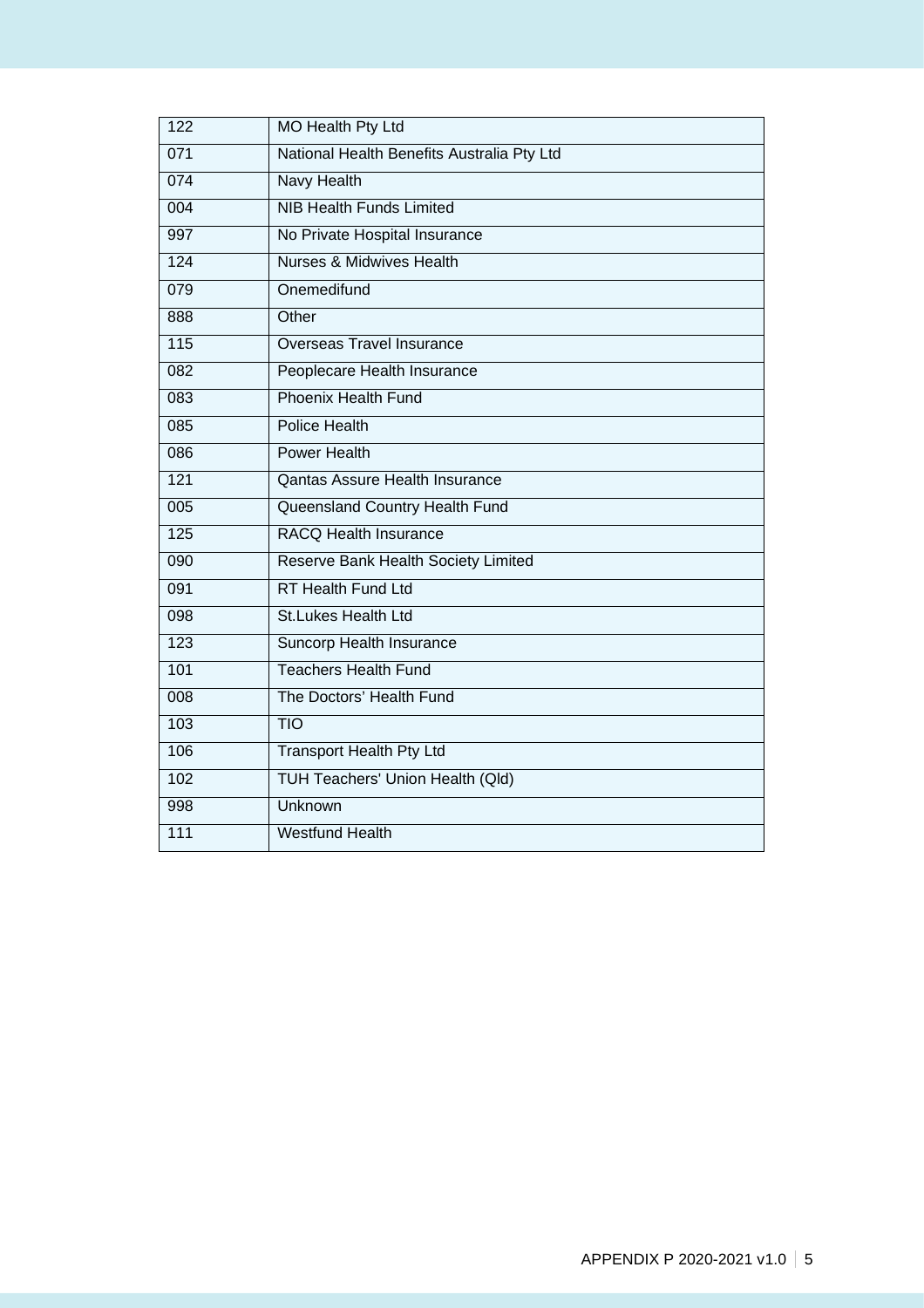| | |
|---|---|
| 122 | MO Health Pty Ltd |
| 071 | National Health Benefits Australia Pty Ltd |
| 074 | Navy Health |
| 004 | NIB Health Funds Limited |
| 997 | No Private Hospital Insurance |
| 124 | Nurses & Midwives Health |
| 079 | Onemedifund |
| 888 | Other |
| 115 | Overseas Travel Insurance |
| 082 | Peoplecare Health Insurance |
| 083 | Phoenix Health Fund |
| 085 | Police Health |
| 086 | Power Health |
| 121 | Qantas Assure Health Insurance |
| 005 | Queensland Country Health Fund |
| 125 | RACQ Health Insurance |
| 090 | Reserve Bank Health Society Limited |
| 091 | RT Health Fund Ltd |
| 098 | St.Lukes Health Ltd |
| 123 | Suncorp Health Insurance |
| 101 | Teachers Health Fund |
| 008 | The Doctors' Health Fund |
| 103 | TIO |
| 106 | Transport Health Pty Ltd |
| 102 | TUH Teachers' Union Health (Qld) |
| 998 | Unknown |
| 111 | Westfund Health |